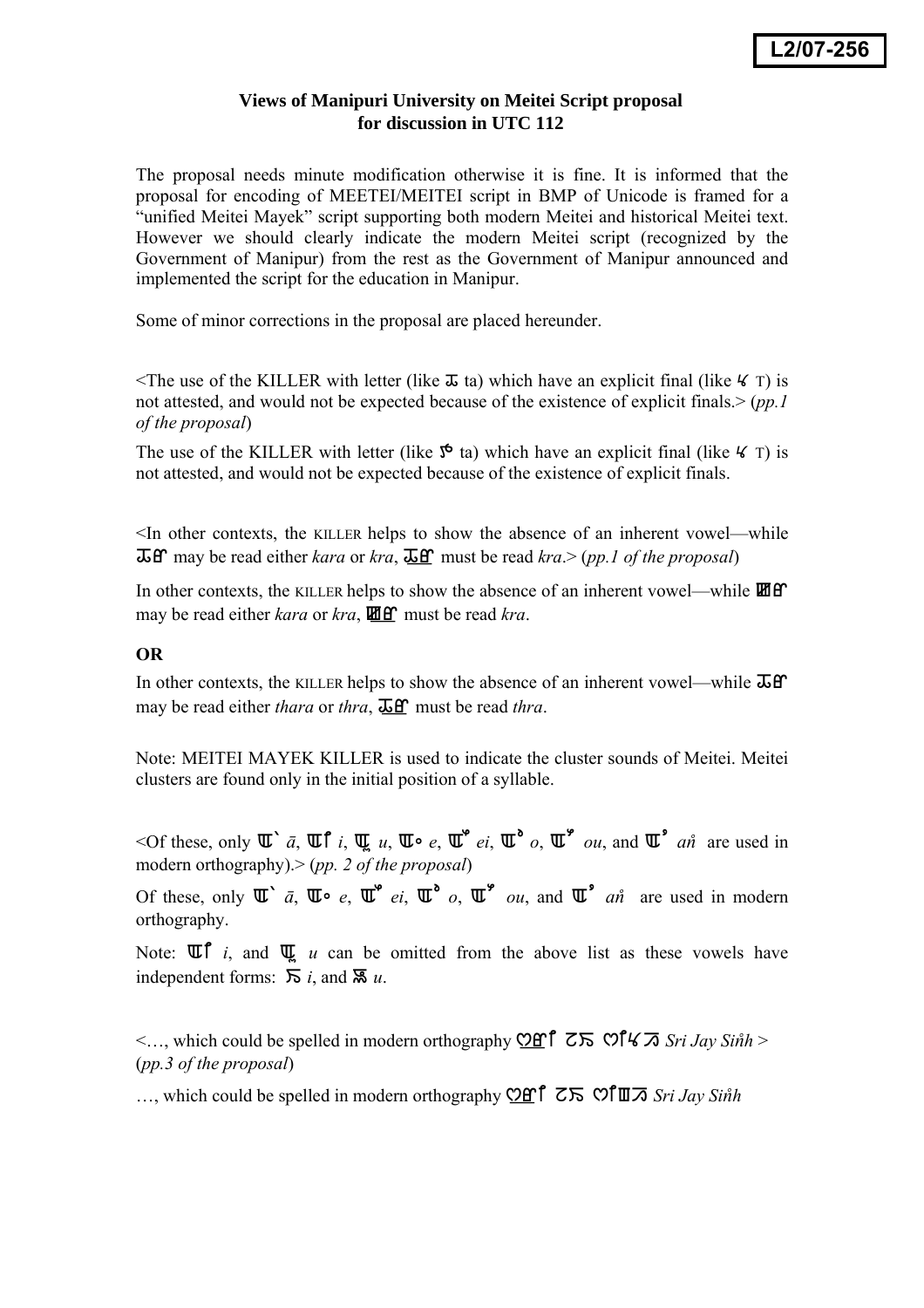**L2/07-256**

### Views of Manipuri University on Meitei Script proposal for discussion in UTC 112

The proposal needs minute modification otherwise it is fine. It is informed that the proposal for encoding of MEETEI/MEITEI script in BMP of Unicode is framed for a "unified Meitei Mayek" script supporting both modern Meitei and historical Meitei text. However we should clearly indicate the modern Meitei script (recognized by the Government of Manipur) from the rest as the Government of Manipur announced and implemented the script for the education in Manipur.

Some of minor corrections in the proposal are placed hereunder.

<The use of the KILLER with letter (like ꯊ ta) which have an explicit final (like ꯠ T) is not attested, and would not be expected because of the existence of explicit finals.> (*pp.1 of the proposal*)

The use of the KILLER with letter (like ꯇ ta) which have an explicit final (like ꯠ T) is not attested, and would not be expected because of the existence of explicit finals.

<In other contexts, the KILLER helps to show the absence of an inherent vowel—while ꯊꯔ may be read either *kara* or *kra*, ꯊ꯭ꯔ must be read *kra*.> (*pp.1 of the proposal*)

In other contexts, the KILLER helps to show the absence of an inherent vowel—while ꯀꯔ may be read either *kara* or *kra*, ꯀ꯭ꯔ must be read *kra*.

**OR**

In other contexts, the KILLER helps to show the absence of an inherent vowel—while ꯊꯔ may be read either *thara* or *thra*, ꯊ꯭ꯔ must be read *thra*.

Note: MEITEI MAYEK KILLER is used to indicate the cluster sounds of Meitei. Meitei clusters are found only in the initial position of a syllable.

<Of these, only ꯑꯥ *ā*, ꯑꯤ *i*, ꯑꯨ *u*, ꯑꯦ *e*, ꯑꯩ *ei*, ꯑꯣ *o*, ꯑꯧ *ou*, and ꯑꯪ *aṅ* are used in modern orthography).> (*pp. 2 of the proposal*)

Of these, only ꯑꯥ *ā*, ꯑꯦ *e*, ꯑꯩ *ei*, ꯑꯣ *o*, ꯑꯧ *ou*, and ꯑꯪ *aṅ* are used in modern orthography.

Note: ꯑꯤ *i*, and ꯑꯨ *u* can be omitted from the above list as these vowels have independent forms: ꯏ *i*, and ꯎ *u*.

<..., which could be spelled in modern orthography ꯁ꯭ꯔꯤ ꯖꯌ ꯁꯤꯡꯍ *Sri Jay Siṅh* > (*pp.3 of the proposal*)

..., which could be spelled in modern orthography ꯁ꯭ꯔꯤ ꯖꯌ ꯁꯤꯉꯍ *Sri Jay Siṅh*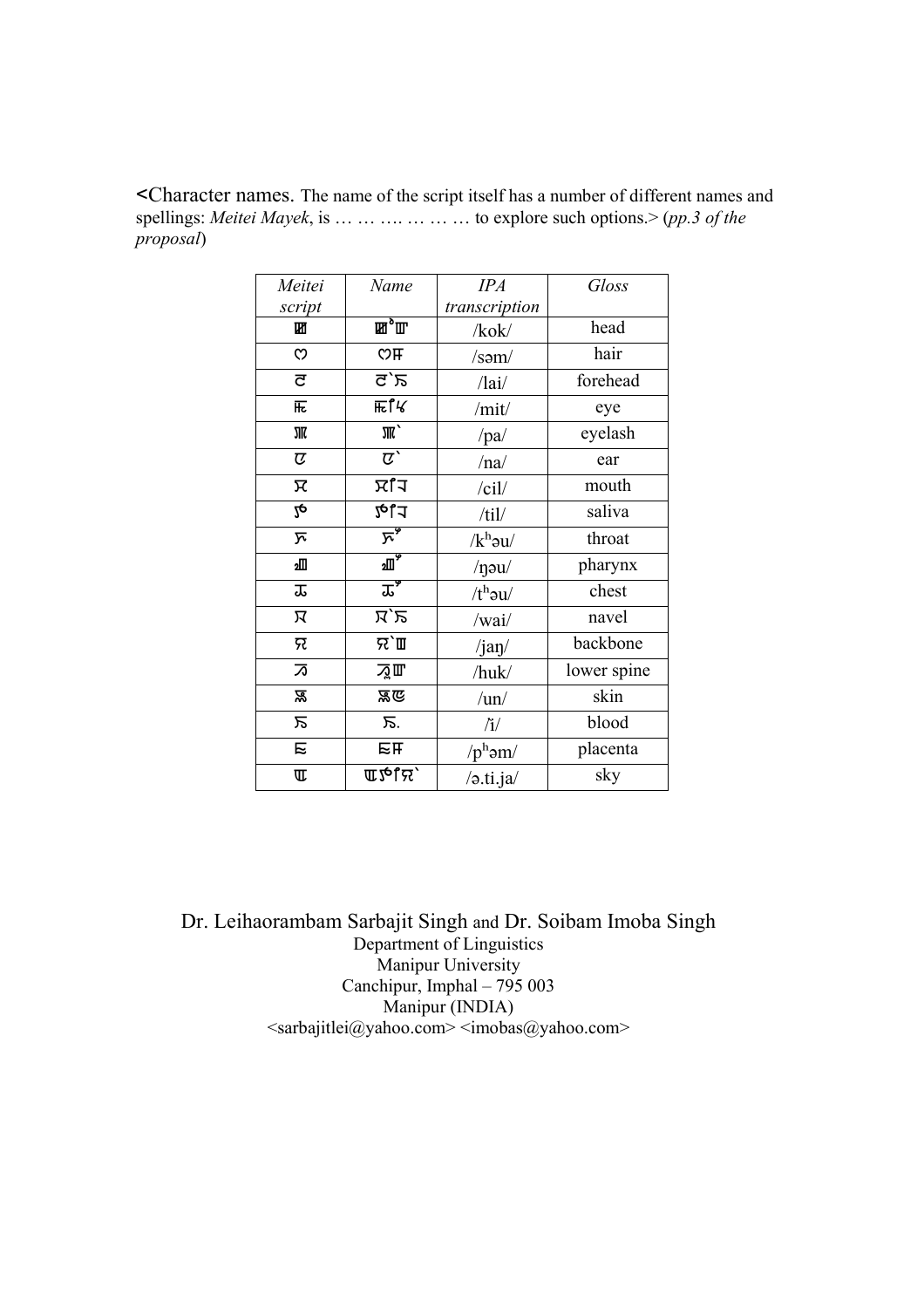<**Character names.** The name of the script itself has a number of different names and spellings: *Meitei Mayek*, is … … …. … … … to explore such options.> (*pp.3 of the proposal*)

| *Meitei script* | *Name* | *IPA transcription* | *Gloss* |
|---|---|---|---|
| ꯀ | ꯀꯣꯛ | /kok/ | head |
| ꯁ | ꯁꯝ | /səm/ | hair |
| ꯂ | ꯂꯥꯢ | /lai/ | forehead |
| ꯃ | ꯃꯤꯠ | /mit/ | eye |
| ꯄ | ꯄꯥ | /pa/ | eyelash |
| ꯅ | ꯅꯥ | /na/ | ear |
| ꯆ | ꯆꯤꯜ | /cil/ | mouth |
| ꯇ | ꯇꯤꯜ | /til/ | saliva |
| ꯈ | ꯈꯧ | /$k^{h}$əu/ | throat |
| ꯉ | ꯉꯧ | /ŋəu/ | pharynx |
| ꯊ | ꯊꯧ | /$t^{h}$əu/ | chest |
| ꯋ | ꯋꯥꯢ | /wai/ | navel |
| ꯌ | ꯌꯥꯡ | /jaŋ/ | backbone |
| ꯍ | ꯍꯨꯛ | /huk/ | lower spine |
| ꯎ | ꯎꯟ | /un/ | skin |
| ꯏ | ꯏ. | /ĭ/ | blood |
| ꯐ | ꯐꯝ | /$p^{h}$əm/ | placenta |
| ꯑ | ꯑꯇꯤꯌꯥ | /ə.ti.ja/ | sky |

Dr. Leihaorambam Sarbajit Singh and Dr. Soibam Imoba Singh
Department of Linguistics
Manipur University
Canchipur, Imphal – 795 003
Manipur (INDIA)
<sarbajitlei@yahoo.com> <imobas@yahoo.com>